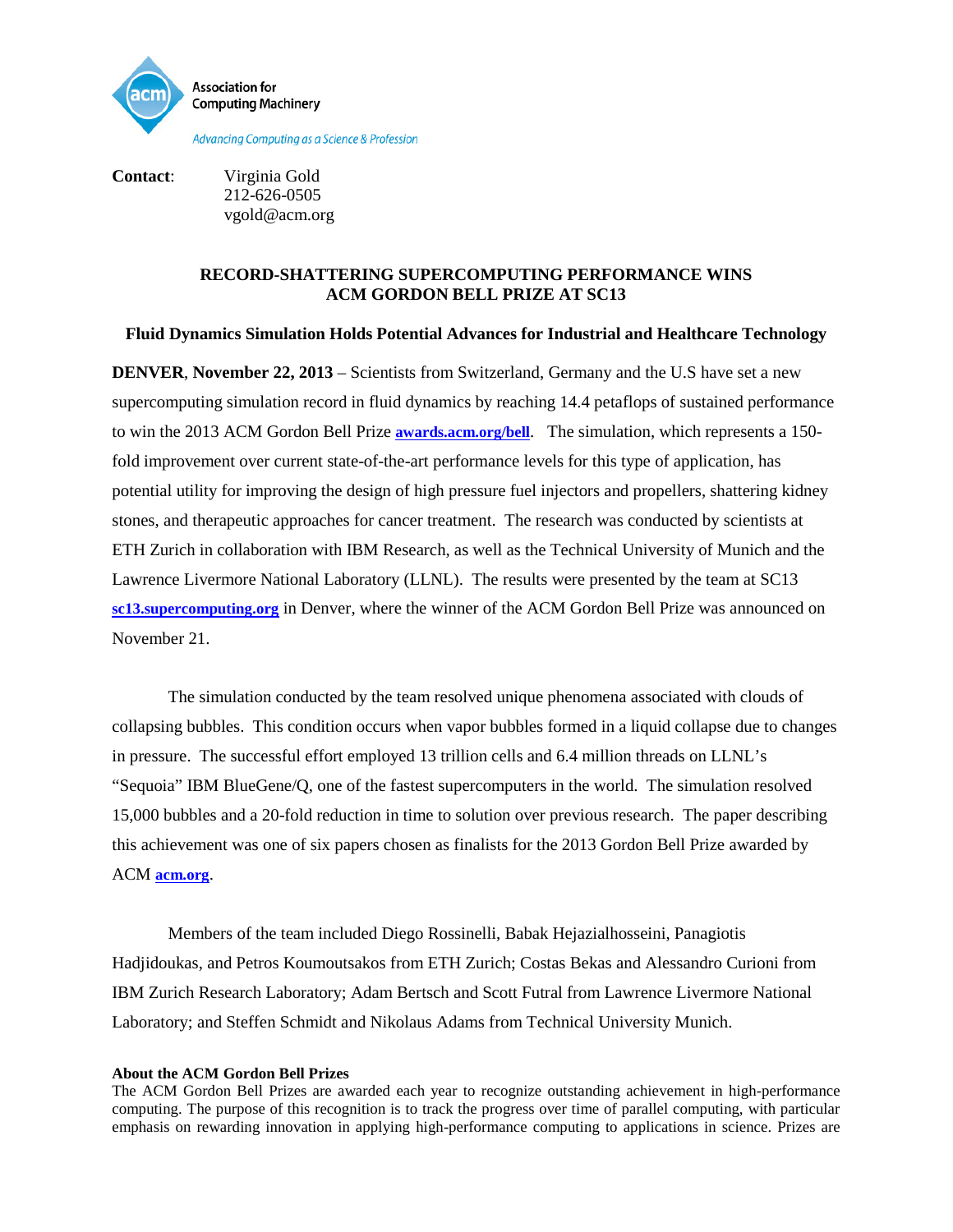Association for Computing Machinery

*Advancing Computing as a Science & Profession*

**Contact**: Virginia Gold
212-626-0505
vgold@acm.org

## RECORD-SHATTERING SUPERCOMPUTING PERFORMANCE WINS ACM GORDON BELL PRIZE AT SC13

### Fluid Dynamics Simulation Holds Potential Advances for Industrial and Healthcare Technology

**DENVER**, **November 22, 2013** – Scientists from Switzerland, Germany and the U.S have set a new supercomputing simulation record in fluid dynamics by reaching 14.4 petaflops of sustained performance to win the 2013 ACM Gordon Bell Prize **awards.acm.org/bell**. The simulation, which represents a 150-fold improvement over current state-of-the-art performance levels for this type of application, has potential utility for improving the design of high pressure fuel injectors and propellers, shattering kidney stones, and therapeutic approaches for cancer treatment. The research was conducted by scientists at ETH Zurich in collaboration with IBM Research, as well as the Technical University of Munich and the Lawrence Livermore National Laboratory (LLNL). The results were presented by the team at SC13 **sc13.supercomputing.org** in Denver, where the winner of the ACM Gordon Bell Prize was announced on November 21.

The simulation conducted by the team resolved unique phenomena associated with clouds of collapsing bubbles. This condition occurs when vapor bubbles formed in a liquid collapse due to changes in pressure. The successful effort employed 13 trillion cells and 6.4 million threads on LLNL's "Sequoia" IBM BlueGene/Q, one of the fastest supercomputers in the world. The simulation resolved 15,000 bubbles and a 20-fold reduction in time to solution over previous research. The paper describing this achievement was one of six papers chosen as finalists for the 2013 Gordon Bell Prize awarded by ACM **acm.org**.

Members of the team included Diego Rossinelli, Babak Hejazialhosseini, Panagiotis Hadjidoukas, and Petros Koumoutsakos from ETH Zurich; Costas Bekas and Alessandro Curioni from IBM Zurich Research Laboratory; Adam Bertsch and Scott Futral from Lawrence Livermore National Laboratory; and Steffen Schmidt and Nikolaus Adams from Technical University Munich.

**About the ACM Gordon Bell Prizes**

The ACM Gordon Bell Prizes are awarded each year to recognize outstanding achievement in high-performance computing. The purpose of this recognition is to track the progress over time of parallel computing, with particular emphasis on rewarding innovation in applying high-performance computing to applications in science. Prizes are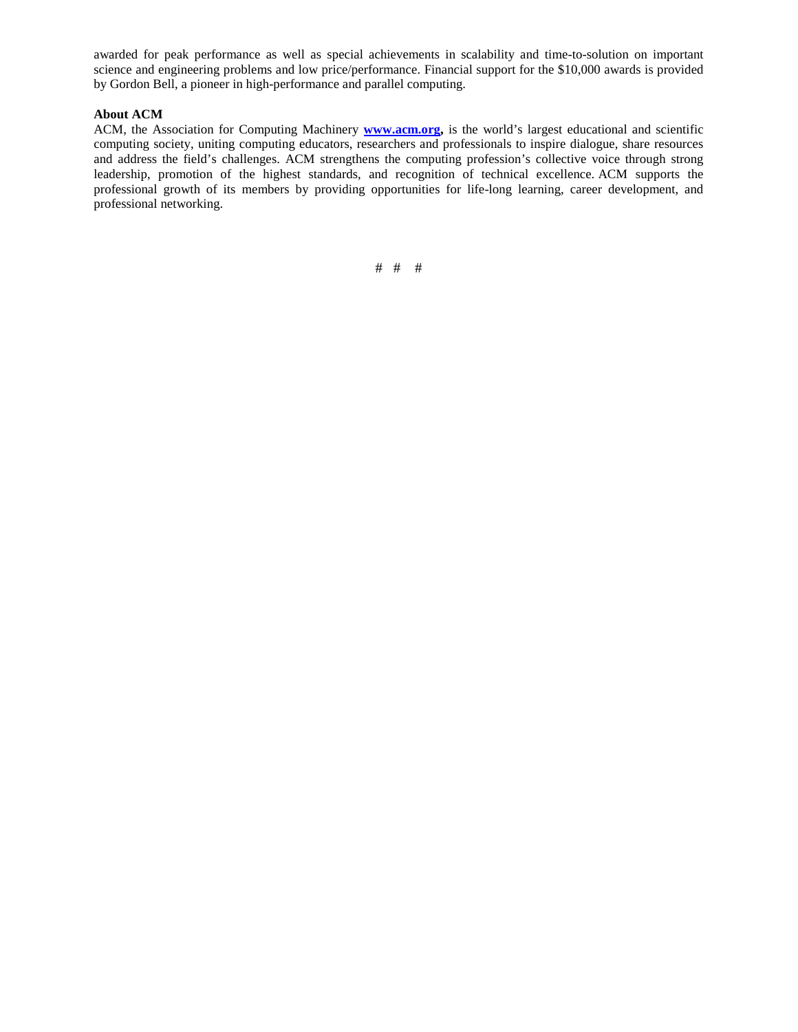awarded for peak performance as well as special achievements in scalability and time-to-solution on important science and engineering problems and low price/performance. Financial support for the $10,000 awards is provided by Gordon Bell, a pioneer in high-performance and parallel computing.

**About ACM**

ACM, the Association for Computing Machinery **www.acm.org**, is the world's largest educational and scientific computing society, uniting computing educators, researchers and professionals to inspire dialogue, share resources and address the field's challenges. ACM strengthens the computing profession's collective voice through strong leadership, promotion of the highest standards, and recognition of technical excellence. ACM supports the professional growth of its members by providing opportunities for life-long learning, career development, and professional networking.

# # #